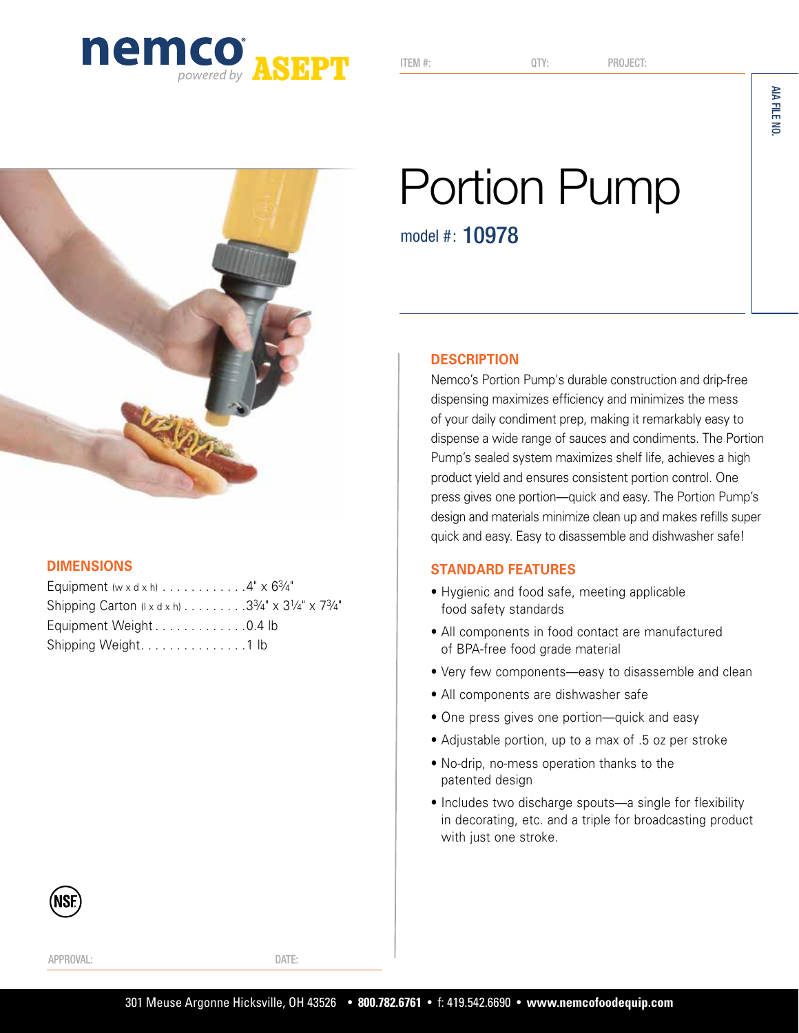nemco powered by ASEPT

ITEM #: QTY: PROJECT:

AIA FILE NO.

# Portion Pump

model #: **10978**

## DESCRIPTION

Nemco's Portion Pump's durable construction and drip-free dispensing maximizes efficiency and minimizes the mess of your daily condiment prep, making it remarkably easy to dispense a wide range of sauces and condiments. The Portion Pump's sealed system maximizes shelf life, achieves a high product yield and ensures consistent portion control. One press gives one portion—quick and easy. The Portion Pump's design and materials minimize clean up and makes refills super quick and easy. Easy to disassemble and dishwasher safe!

## STANDARD FEATURES

- Hygienic and food safe, meeting applicable food safety standards
- All components in food contact are manufactured of BPA-free food grade material
- Very few components—easy to disassemble and clean
- All components are dishwasher safe
- One press gives one portion—quick and easy
- Adjustable portion, up to a max of .5 oz per stroke
- No-drip, no-mess operation thanks to the patented design
- Includes two discharge spouts—a single for flexibility in decorating, etc. and a triple for broadcasting product with just one stroke.

## DIMENSIONS

Equipment (w x d x h) . . . . . . . . . . . . 4" x 6¾"
Shipping Carton (l x d x h) . . . . . . . . . 3¾" x 3¼" x 7¾"
Equipment Weight . . . . . . . . . . . . . 0.4 lb
Shipping Weight. . . . . . . . . . . . . . . 1 lb

NSF

APPROVAL: DATE:

301 Meuse Argonne Hicksville, OH 43526 • **800.782.6761** • f: 419.542.6690 • **www.nemcofoodequip.com**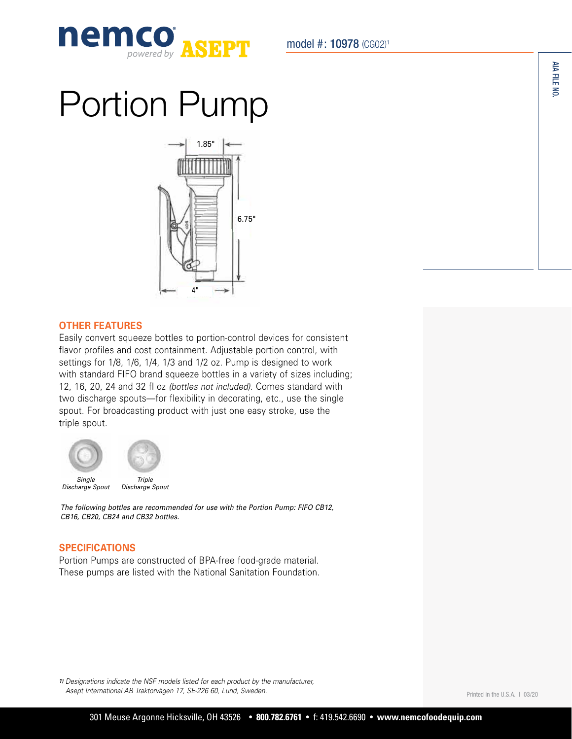nemco powered by ASEPT

model #: **10978** (CG02)[1]

AIA FILE NO.

# Portion Pump

1.85"

6.75"

4"

## OTHER FEATURES

Easily convert squeeze bottles to portion-control devices for consistent flavor profiles and cost containment. Adjustable portion control, with settings for 1/8, 1/6, 1/4, 1/3 and 1/2 oz. Pump is designed to work with standard FIFO brand squeeze bottles in a variety of sizes including; 12, 16, 20, 24 and 32 fl oz *(bottles not included)*. Comes standard with two discharge spouts—for flexibility in decorating, etc., use the single spout. For broadcasting product with just one easy stroke, use the triple spout.

*Single Discharge Spout*

*Triple Discharge Spout*

*The following bottles are recommended for use with the Portion Pump: FIFO CB12, CB16, CB20, CB24 and CB32 bottles.*

## SPECIFICATIONS

Portion Pumps are constructed of BPA-free food-grade material. These pumps are listed with the National Sanitation Foundation.

*1) Designations indicate the NSF models listed for each product by the manufacturer, Asept International AB Traktorvägen 17, SE-226 60, Lund, Sweden.*

Printed in the U.S.A. | 03/20

301 Meuse Argonne Hicksville, OH 43526 • **800.782.6761** • f: 419.542.6690 • **www.nemcofoodequip.com**